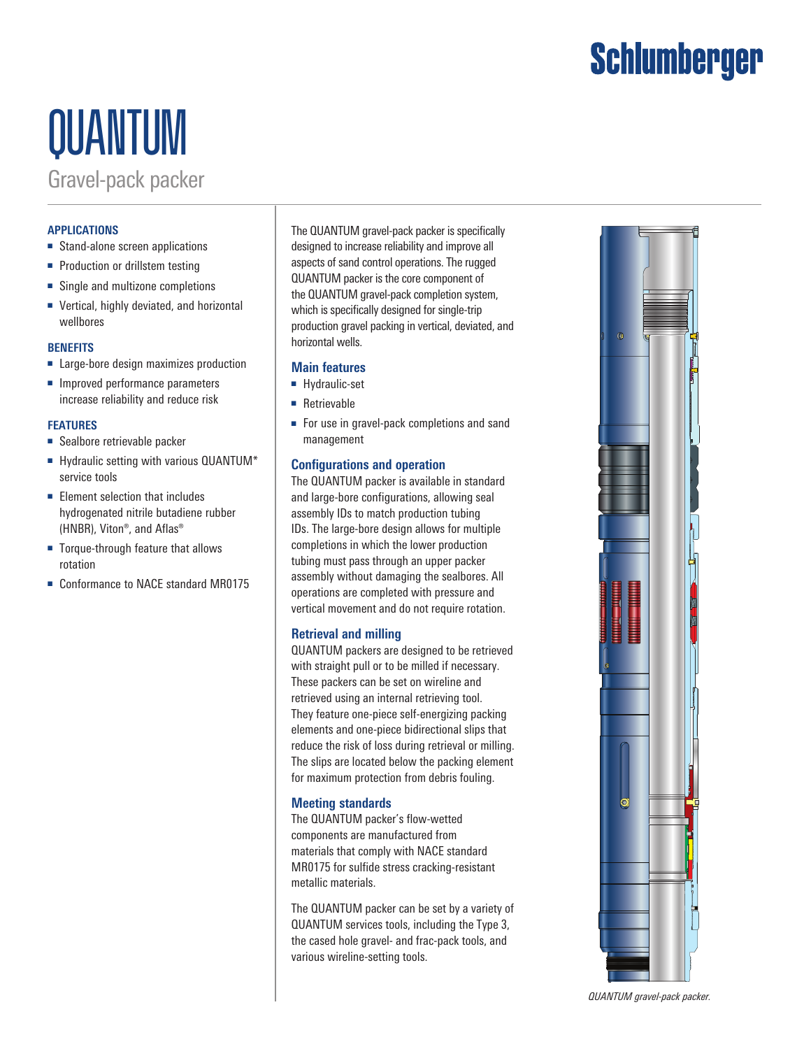Schlumberger

# QUANTUM

## Gravel-pack packer

### APPLICATIONS

- Stand-alone screen applications
- Production or drillstem testing
- Single and multizone completions
- Vertical, highly deviated, and horizontal wellbores

### BENEFITS

- Large-bore design maximizes production
- Improved performance parameters increase reliability and reduce risk

### FEATURES

- Sealbore retrievable packer
- Hydraulic setting with various QUANTUM* service tools
- Element selection that includes hydrogenated nitrile butadiene rubber (HNBR), Viton®, and Aflas®
- Torque-through feature that allows rotation
- Conformance to NACE standard MR0175

The QUANTUM gravel-pack packer is specifically designed to increase reliability and improve all aspects of sand control operations. The rugged QUANTUM packer is the core component of the QUANTUM gravel-pack completion system, which is specifically designed for single-trip production gravel packing in vertical, deviated, and horizontal wells.

### Main features

- Hydraulic-set
- Retrievable
- For use in gravel-pack completions and sand management

### Configurations and operation

The QUANTUM packer is available in standard and large-bore configurations, allowing seal assembly IDs to match production tubing IDs. The large-bore design allows for multiple completions in which the lower production tubing must pass through an upper packer assembly without damaging the sealbores. All operations are completed with pressure and vertical movement and do not require rotation.

### Retrieval and milling

QUANTUM packers are designed to be retrieved with straight pull or to be milled if necessary. These packers can be set on wireline and retrieved using an internal retrieving tool. They feature one-piece self-energizing packing elements and one-piece bidirectional slips that reduce the risk of loss during retrieval or milling. The slips are located below the packing element for maximum protection from debris fouling.

### Meeting standards

The QUANTUM packer's flow-wetted components are manufactured from materials that comply with NACE standard MR0175 for sulfide stress cracking-resistant metallic materials.

The QUANTUM packer can be set by a variety of QUANTUM services tools, including the Type 3, the cased hole gravel- and frac-pack tools, and various wireline-setting tools.

*QUANTUM gravel-pack packer.*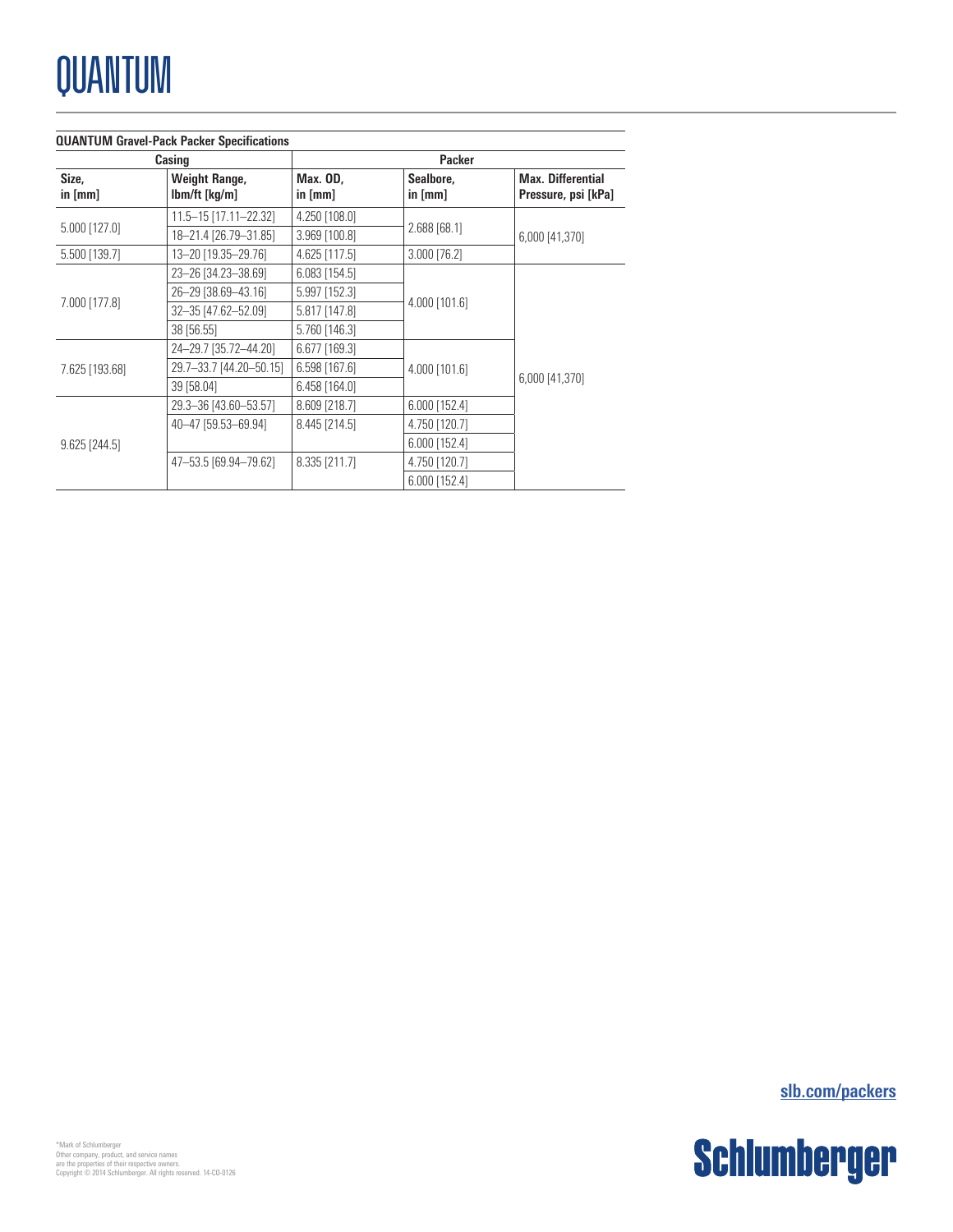# QUANTUM

**QUANTUM Gravel-Pack Packer Specifications**

| Casing | | Packer | | |
|---|---|---|---|---|
| **Size, in [mm]** | **Weight Range, lbm/ft [kg/m]** | **Max. OD, in [mm]** | **Sealbore, in [mm]** | **Max. Differential Pressure, psi [kPa]** |
| 5.000 [127.0] | 11.5–15 [17.11–22.32] | 4.250 [108.0] | 2.688 [68.1] | 6,000 [41,370] |
| | 18–21.4 [26.79–31.85] | 3.969 [100.8] | | |
| 5.500 [139.7] | 13–20 [19.35–29.76] | 4.625 [117.5] | 3.000 [76.2] | |
| 7.000 [177.8] | 23–26 [34.23–38.69] | 6.083 [154.5] | 4.000 [101.6] | 6,000 [41,370] |
| | 26–29 [38.69–43.16] | 5.997 [152.3] | | |
| | 32–35 [47.62–52.09] | 5.817 [147.8] | | |
| | 38 [56.55] | 5.760 [146.3] | | |
| 7.625 [193.68] | 24–29.7 [35.72–44.20] | 6.677 [169.3] | 4.000 [101.6] | |
| | 29.7–33.7 [44.20–50.15] | 6.598 [167.6] | | |
| | 39 [58.04] | 6.458 [164.0] | | |
| 9.625 [244.5] | 29.3–36 [43.60–53.57] | 8.609 [218.7] | 6.000 [152.4] | |
| | 40–47 [59.53–69.94] | 8.445 [214.5] | 4.750 [120.7] | |
| | | | 6.000 [152.4] | |
| | 47–53.5 [69.94–79.62] | 8.335 [211.7] | 4.750 [120.7] | |
| | | | 6.000 [152.4] | |

**slb.com/packers**

*Mark of Schlumberger
Other company, product, and service names are the properties of their respective owners.
Copyright © 2014 Schlumberger. All rights reserved. 14-CO-0126

Schlumberger